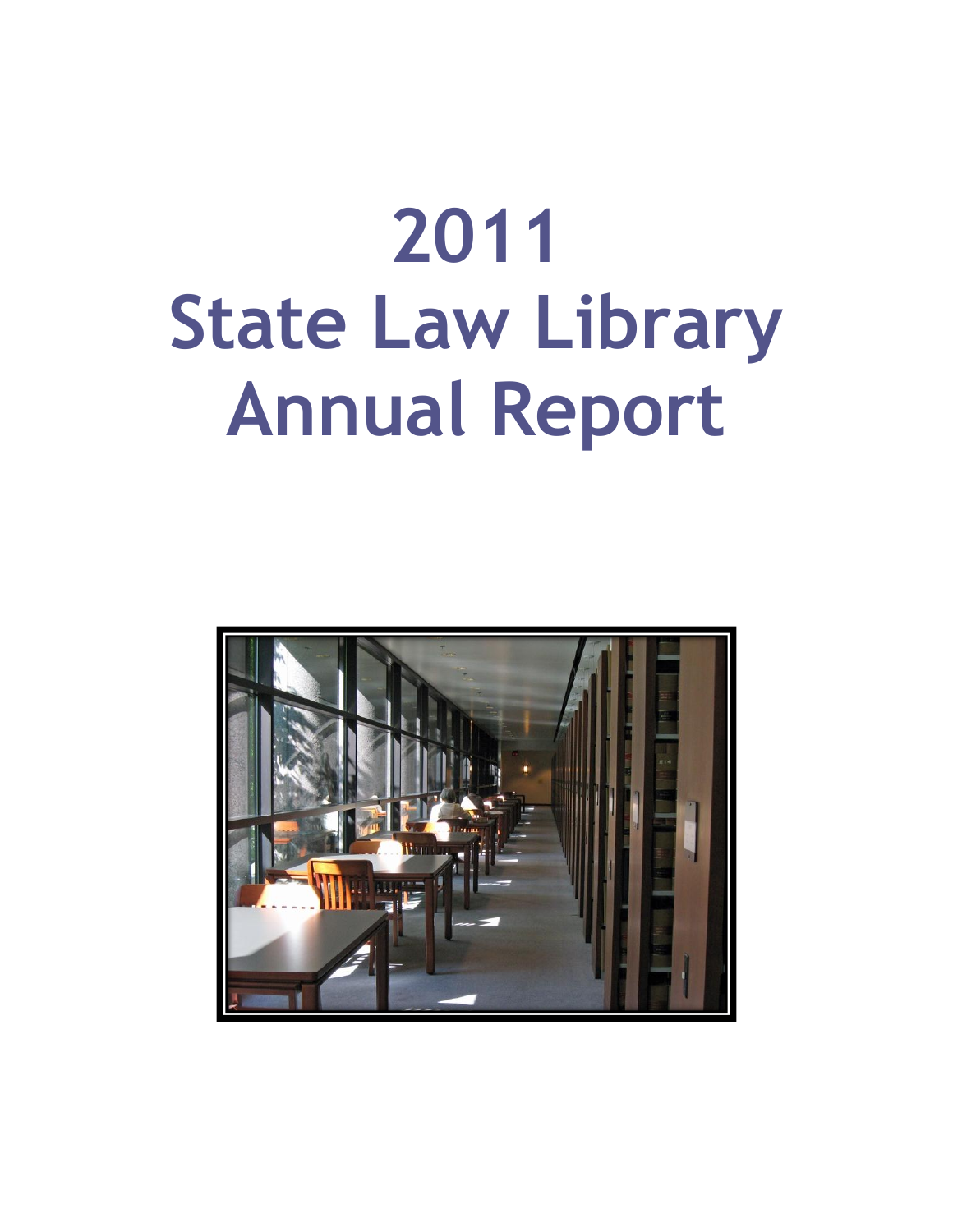# 2011 State Law Library Annual Report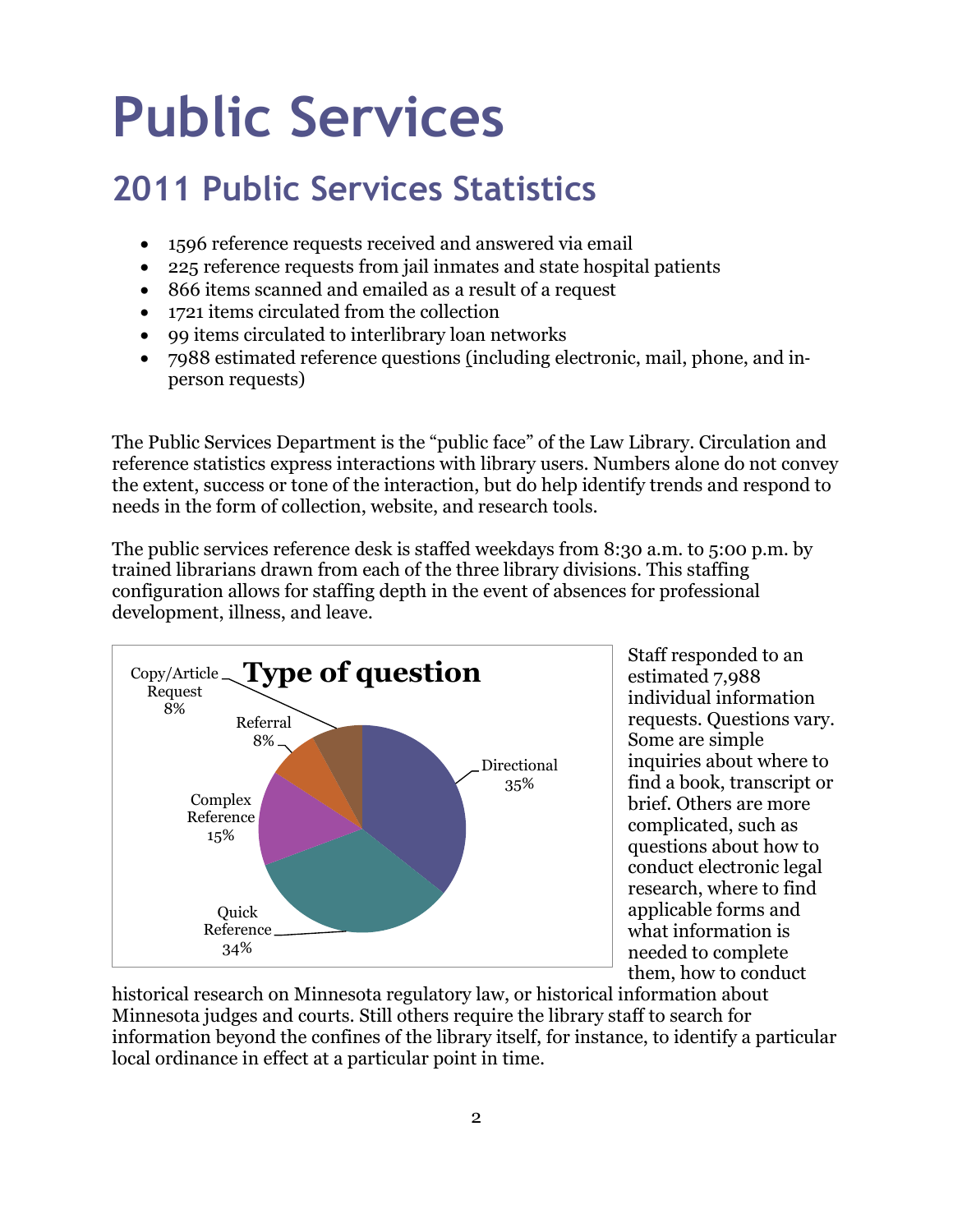# Public Services

## 2011 Public Services Statistics

- 1596 reference requests received and answered via email
- 225 reference requests from jail inmates and state hospital patients
- 866 items scanned and emailed as a result of a request
- 1721 items circulated from the collection
- 99 items circulated to interlibrary loan networks
- 7988 estimated reference questions (including electronic, mail, phone, and in-person requests)

The Public Services Department is the "public face" of the Law Library. Circulation and reference statistics express interactions with library users. Numbers alone do not convey the extent, success or tone of the interaction, but do help identify trends and respond to needs in the form of collection, website, and research tools.

The public services reference desk is staffed weekdays from 8:30 a.m. to 5:00 p.m. by trained librarians drawn from each of the three library divisions. This staffing configuration allows for staffing depth in the event of absences for professional development, illness, and leave.

**Type of question**

| Type of question | Percent |
|---|---|
| Directional | 35% |
| Quick Reference | 34% |
| Complex Reference | 15% |
| Referral | 8% |
| Copy/Article Request | 8% |

Staff responded to an estimated 7,988 individual information requests. Questions vary. Some are simple inquiries about where to find a book, transcript or brief. Others are more complicated, such as questions about how to conduct electronic legal research, where to find applicable forms and what information is needed to complete them, how to conduct historical research on Minnesota regulatory law, or historical information about Minnesota judges and courts. Still others require the library staff to search for information beyond the confines of the library itself, for instance, to identify a particular local ordinance in effect at a particular point in time.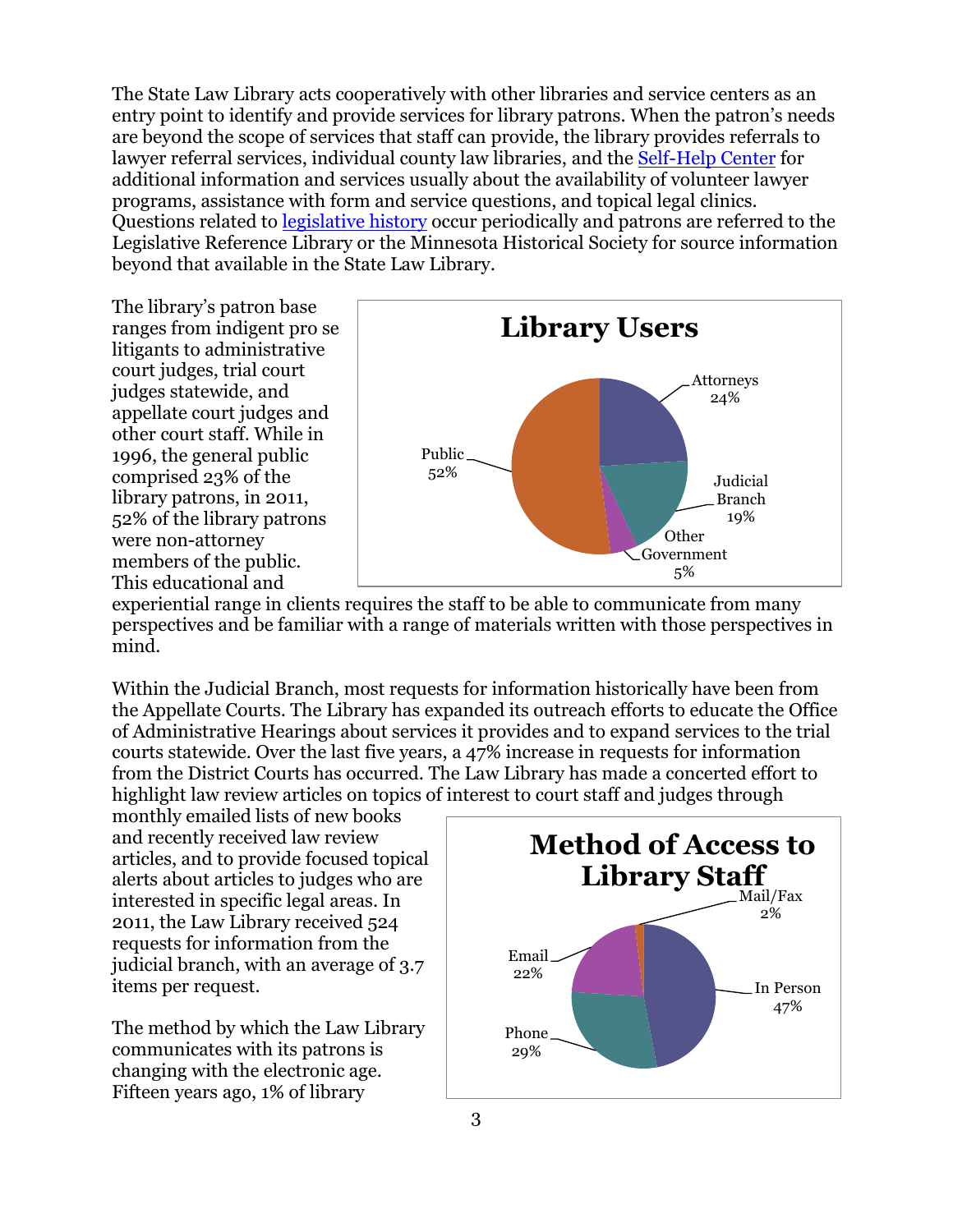The State Law Library acts cooperatively with other libraries and service centers as an entry point to identify and provide services for library patrons. When the patron's needs are beyond the scope of services that staff can provide, the library provides referrals to lawyer referral services, individual county law libraries, and the Self-Help Center for additional information and services usually about the availability of volunteer lawyer programs, assistance with form and service questions, and topical legal clinics. Questions related to legislative history occur periodically and patrons are referred to the Legislative Reference Library or the Minnesota Historical Society for source information beyond that available in the State Law Library.

The library's patron base ranges from indigent pro se litigants to administrative court judges, trial court judges statewide, and appellate court judges and other court staff. While in 1996, the general public comprised 23% of the library patrons, in 2011, 52% of the library patrons were non-attorney members of the public. This educational and experiential range in clients requires the staff to be able to communicate from many perspectives and be familiar with a range of materials written with those perspectives in mind.

**Library Users**

| User | Percent |
|---|---|
| Public | 52% |
| Attorneys | 24% |
| Judicial Branch | 19% |
| Other Government | 5% |

Within the Judicial Branch, most requests for information historically have been from the Appellate Courts. The Library has expanded its outreach efforts to educate the Office of Administrative Hearings about services it provides and to expand services to the trial courts statewide. Over the last five years, a 47% increase in requests for information from the District Courts has occurred. The Law Library has made a concerted effort to highlight law review articles on topics of interest to court staff and judges through monthly emailed lists of new books and recently received law review articles, and to provide focused topical alerts about articles to judges who are interested in specific legal areas. In 2011, the Law Library received 524 requests for information from the judicial branch, with an average of 3.7 items per request.

**Method of Access to Library Staff**

| Method | Percent |
|---|---|
| In Person | 47% |
| Phone | 29% |
| Email | 22% |
| Mail/Fax | 2% |

The method by which the Law Library communicates with its patrons is changing with the electronic age. Fifteen years ago, 1% of library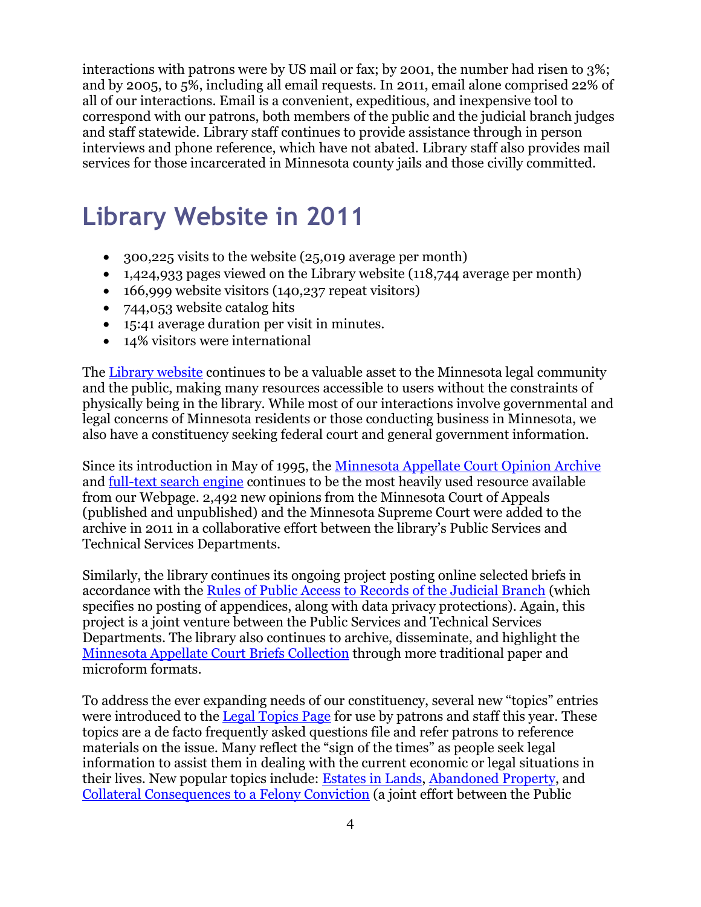interactions with patrons were by US mail or fax; by 2001, the number had risen to 3%; and by 2005, to 5%, including all email requests. In 2011, email alone comprised 22% of all of our interactions. Email is a convenient, expeditious, and inexpensive tool to correspond with our patrons, both members of the public and the judicial branch judges and staff statewide. Library staff continues to provide assistance through in person interviews and phone reference, which have not abated. Library staff also provides mail services for those incarcerated in Minnesota county jails and those civilly committed.

# Library Website in 2011

- 300,225 visits to the website (25,019 average per month)
- 1,424,933 pages viewed on the Library website (118,744 average per month)
- 166,999 website visitors (140,237 repeat visitors)
- 744,053 website catalog hits
- 15:41 average duration per visit in minutes.
- 14% visitors were international

The Library website continues to be a valuable asset to the Minnesota legal community and the public, making many resources accessible to users without the constraints of physically being in the library. While most of our interactions involve governmental and legal concerns of Minnesota residents or those conducting business in Minnesota, we also have a constituency seeking federal court and general government information.

Since its introduction in May of 1995, the Minnesota Appellate Court Opinion Archive and full-text search engine continues to be the most heavily used resource available from our Webpage. 2,492 new opinions from the Minnesota Court of Appeals (published and unpublished) and the Minnesota Supreme Court were added to the archive in 2011 in a collaborative effort between the library's Public Services and Technical Services Departments.

Similarly, the library continues its ongoing project posting online selected briefs in accordance with the Rules of Public Access to Records of the Judicial Branch (which specifies no posting of appendices, along with data privacy protections). Again, this project is a joint venture between the Public Services and Technical Services Departments. The library also continues to archive, disseminate, and highlight the Minnesota Appellate Court Briefs Collection through more traditional paper and microform formats.

To address the ever expanding needs of our constituency, several new "topics" entries were introduced to the Legal Topics Page for use by patrons and staff this year. These topics are a de facto frequently asked questions file and refer patrons to reference materials on the issue. Many reflect the "sign of the times" as people seek legal information to assist them in dealing with the current economic or legal situations in their lives. New popular topics include: Estates in Lands, Abandoned Property, and Collateral Consequences to a Felony Conviction (a joint effort between the Public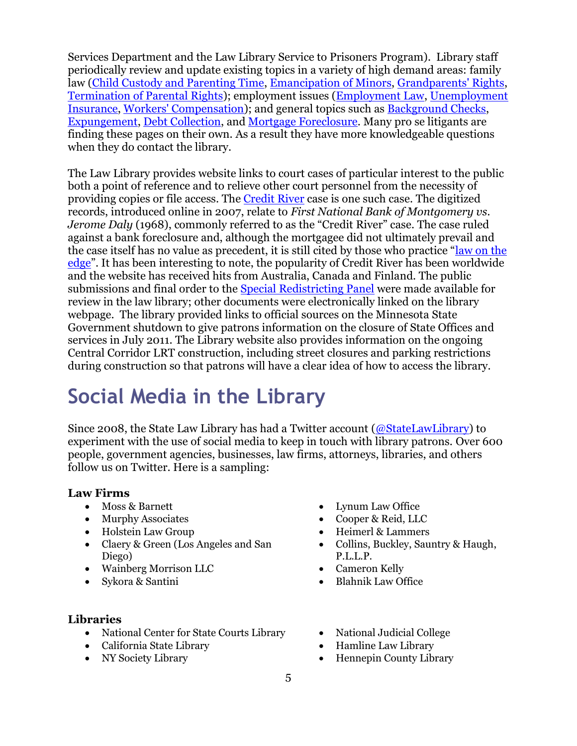Services Department and the Law Library Service to Prisoners Program). Library staff periodically review and update existing topics in a variety of high demand areas: family law (Child Custody and Parenting Time, Emancipation of Minors, Grandparents' Rights, Termination of Parental Rights); employment issues (Employment Law, Unemployment Insurance, Workers' Compensation); and general topics such as Background Checks, Expungement, Debt Collection, and Mortgage Foreclosure. Many pro se litigants are finding these pages on their own. As a result they have more knowledgeable questions when they do contact the library.

The Law Library provides website links to court cases of particular interest to the public both a point of reference and to relieve other court personnel from the necessity of providing copies or file access. The Credit River case is one such case. The digitized records, introduced online in 2007, relate to *First National Bank of Montgomery vs. Jerome Daly* (1968), commonly referred to as the "Credit River" case. The case ruled against a bank foreclosure and, although the mortgagee did not ultimately prevail and the case itself has no value as precedent, it is still cited by those who practice "law on the edge". It has been interesting to note, the popularity of Credit River has been worldwide and the website has received hits from Australia, Canada and Finland. The public submissions and final order to the Special Redistricting Panel were made available for review in the law library; other documents were electronically linked on the library webpage. The library provided links to official sources on the Minnesota State Government shutdown to give patrons information on the closure of State Offices and services in July 2011. The Library website also provides information on the ongoing Central Corridor LRT construction, including street closures and parking restrictions during construction so that patrons will have a clear idea of how to access the library.

# Social Media in the Library

Since 2008, the State Law Library has had a Twitter account (@StateLawLibrary) to experiment with the use of social media to keep in touch with library patrons. Over 600 people, government agencies, businesses, law firms, attorneys, libraries, and others follow us on Twitter. Here is a sampling:

**Law Firms**

- Moss & Barnett
- Murphy Associates
- Holstein Law Group
- Claery & Green (Los Angeles and San Diego)
- Wainberg Morrison LLC
- Sykora & Santini
- Lynum Law Office
- Cooper & Reid, LLC
- Heimerl & Lammers
- Collins, Buckley, Sauntry & Haugh, P.L.L.P.
- Cameron Kelly
- Blahnik Law Office

**Libraries**

- National Center for State Courts Library
- California State Library
- NY Society Library
- National Judicial College
- Hamline Law Library
- Hennepin County Library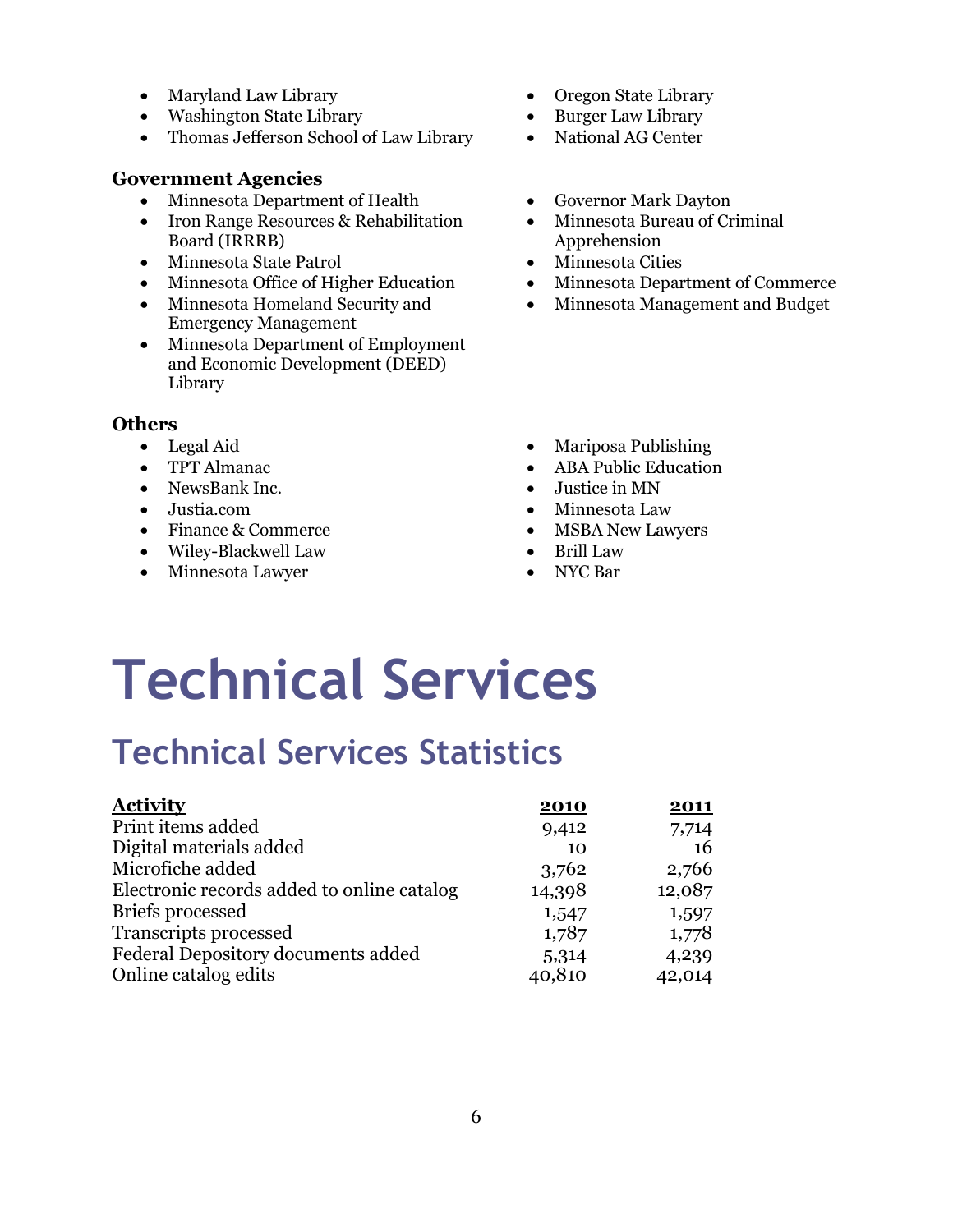- Maryland Law Library
- Washington State Library
- Thomas Jefferson School of Law Library
- Oregon State Library
- Burger Law Library
- National AG Center

**Government Agencies**

- Minnesota Department of Health
- Iron Range Resources & Rehabilitation Board (IRRRB)
- Minnesota State Patrol
- Minnesota Office of Higher Education
- Minnesota Homeland Security and Emergency Management
- Minnesota Department of Employment and Economic Development (DEED) Library
- Governor Mark Dayton
- Minnesota Bureau of Criminal Apprehension
- Minnesota Cities
- Minnesota Department of Commerce
- Minnesota Management and Budget

**Others**

- Legal Aid
- TPT Almanac
- NewsBank Inc.
- Justia.com
- Finance & Commerce
- Wiley-Blackwell Law
- Minnesota Lawyer
- Mariposa Publishing
- ABA Public Education
- Justice in MN
- Minnesota Law
- MSBA New Lawyers
- Brill Law
- NYC Bar

# Technical Services

## Technical Services Statistics

| Activity | 2010 | 2011 |
|---|---:|---:|
| Print items added | 9,412 | 7,714 |
| Digital materials added | 10 | 16 |
| Microfiche added | 3,762 | 2,766 |
| Electronic records added to online catalog | 14,398 | 12,087 |
| Briefs processed | 1,547 | 1,597 |
| Transcripts processed | 1,787 | 1,778 |
| Federal Depository documents added | 5,314 | 4,239 |
| Online catalog edits | 40,810 | 42,014 |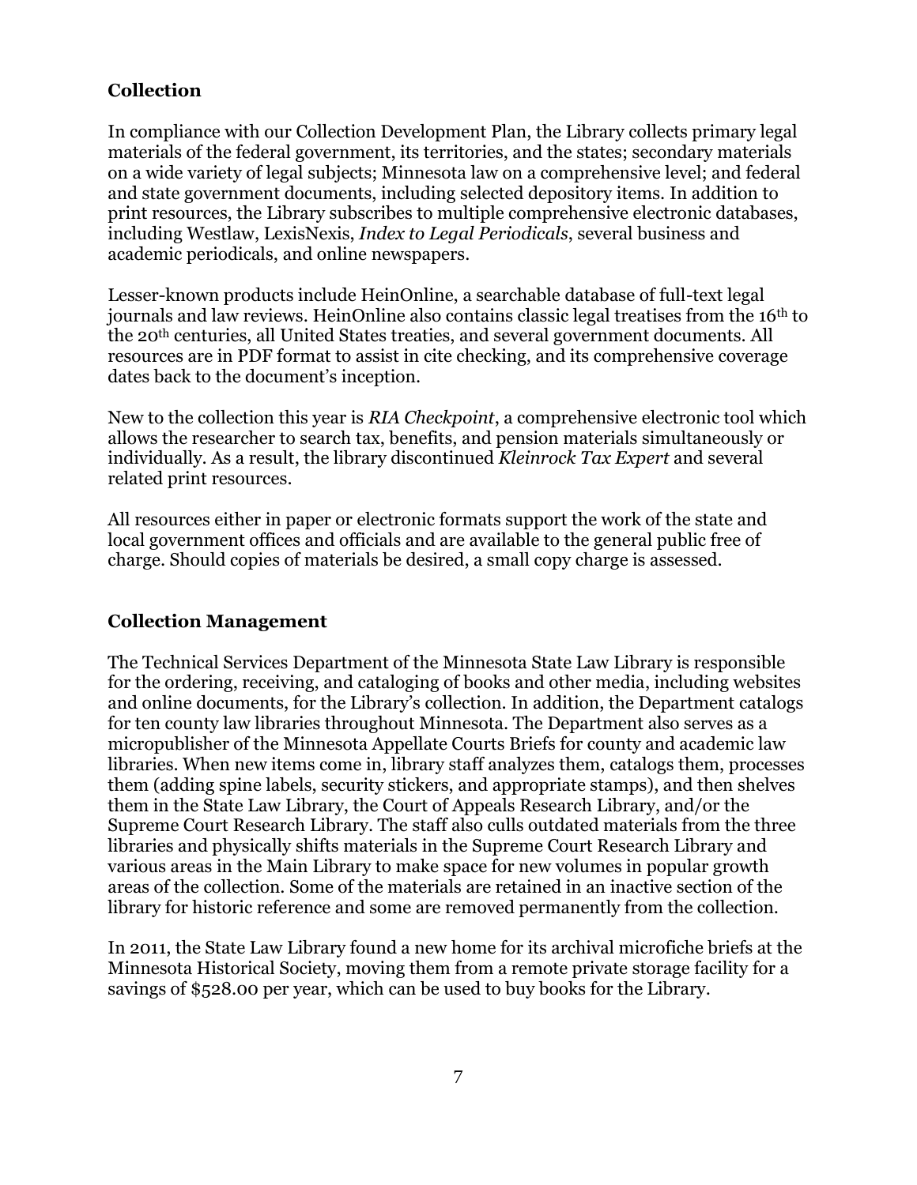## Collection

In compliance with our Collection Development Plan, the Library collects primary legal materials of the federal government, its territories, and the states; secondary materials on a wide variety of legal subjects; Minnesota law on a comprehensive level; and federal and state government documents, including selected depository items. In addition to print resources, the Library subscribes to multiple comprehensive electronic databases, including Westlaw, LexisNexis, *Index to Legal Periodicals*, several business and academic periodicals, and online newspapers.

Lesser-known products include HeinOnline, a searchable database of full-text legal journals and law reviews. HeinOnline also contains classic legal treatises from the 16th to the 20th centuries, all United States treaties, and several government documents. All resources are in PDF format to assist in cite checking, and its comprehensive coverage dates back to the document's inception.

New to the collection this year is *RIA Checkpoint*, a comprehensive electronic tool which allows the researcher to search tax, benefits, and pension materials simultaneously or individually. As a result, the library discontinued *Kleinrock Tax Expert* and several related print resources.

All resources either in paper or electronic formats support the work of the state and local government offices and officials and are available to the general public free of charge. Should copies of materials be desired, a small copy charge is assessed.

## Collection Management

The Technical Services Department of the Minnesota State Law Library is responsible for the ordering, receiving, and cataloging of books and other media, including websites and online documents, for the Library's collection. In addition, the Department catalogs for ten county law libraries throughout Minnesota. The Department also serves as a micropublisher of the Minnesota Appellate Courts Briefs for county and academic law libraries. When new items come in, library staff analyzes them, catalogs them, processes them (adding spine labels, security stickers, and appropriate stamps), and then shelves them in the State Law Library, the Court of Appeals Research Library, and/or the Supreme Court Research Library. The staff also culls outdated materials from the three libraries and physically shifts materials in the Supreme Court Research Library and various areas in the Main Library to make space for new volumes in popular growth areas of the collection. Some of the materials are retained in an inactive section of the library for historic reference and some are removed permanently from the collection.

In 2011, the State Law Library found a new home for its archival microfiche briefs at the Minnesota Historical Society, moving them from a remote private storage facility for a savings of $528.00 per year, which can be used to buy books for the Library.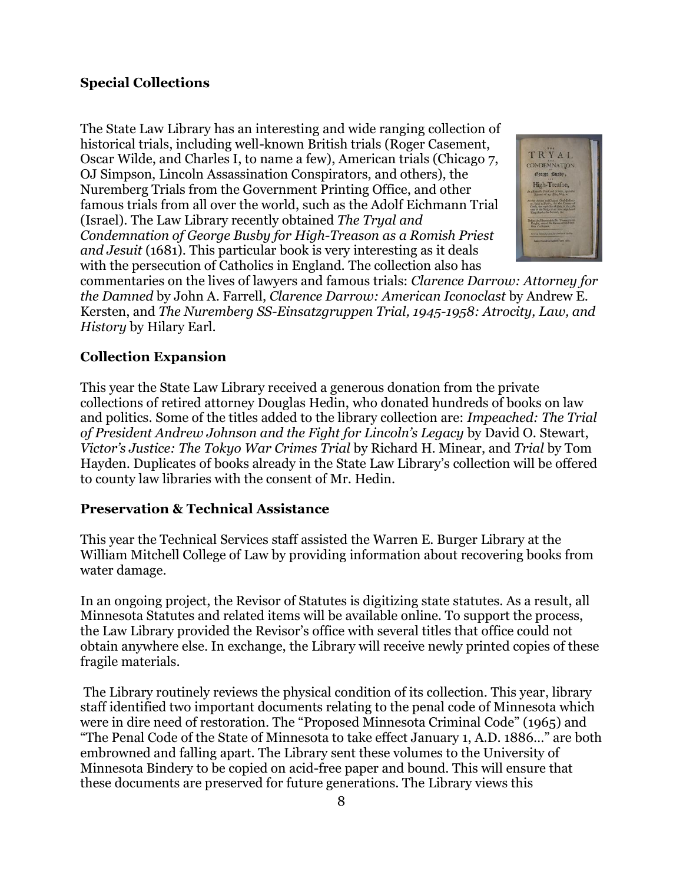**Special Collections**

The State Law Library has an interesting and wide ranging collection of historical trials, including well-known British trials (Roger Casement, Oscar Wilde, and Charles I, to name a few), American trials (Chicago 7, OJ Simpson, Lincoln Assassination Conspirators, and others), the Nuremberg Trials from the Government Printing Office, and other famous trials from all over the world, such as the Adolf Eichmann Trial (Israel). The Law Library recently obtained *The Tryal and Condemnation of George Busby for High-Treason as a Romish Priest and Jesuit* (1681). This particular book is very interesting as it deals with the persecution of Catholics in England. The collection also has commentaries on the lives of lawyers and famous trials: *Clarence Darrow: Attorney for the Damned* by John A. Farrell, *Clarence Darrow: American Iconoclast* by Andrew E. Kersten, and *The Nuremberg SS-Einsatzgruppen Trial, 1945-1958: Atrocity, Law, and History* by Hilary Earl.

**Collection Expansion**

This year the State Law Library received a generous donation from the private collections of retired attorney Douglas Hedin, who donated hundreds of books on law and politics. Some of the titles added to the library collection are: *Impeached: The Trial of President Andrew Johnson and the Fight for Lincoln's Legacy* by David O. Stewart, *Victor's Justice: The Tokyo War Crimes Trial* by Richard H. Minear, and *Trial* by Tom Hayden. Duplicates of books already in the State Law Library's collection will be offered to county law libraries with the consent of Mr. Hedin.

**Preservation & Technical Assistance**

This year the Technical Services staff assisted the Warren E. Burger Library at the William Mitchell College of Law by providing information about recovering books from water damage.

In an ongoing project, the Revisor of Statutes is digitizing state statutes. As a result, all Minnesota Statutes and related items will be available online. To support the process, the Law Library provided the Revisor's office with several titles that office could not obtain anywhere else. In exchange, the Library will receive newly printed copies of these fragile materials.

The Library routinely reviews the physical condition of its collection. This year, library staff identified two important documents relating to the penal code of Minnesota which were in dire need of restoration. The "Proposed Minnesota Criminal Code" (1965) and "The Penal Code of the State of Minnesota to take effect January 1, A.D. 1886…" are both embrowned and falling apart. The Library sent these volumes to the University of Minnesota Bindery to be copied on acid-free paper and bound. This will ensure that these documents are preserved for future generations. The Library views this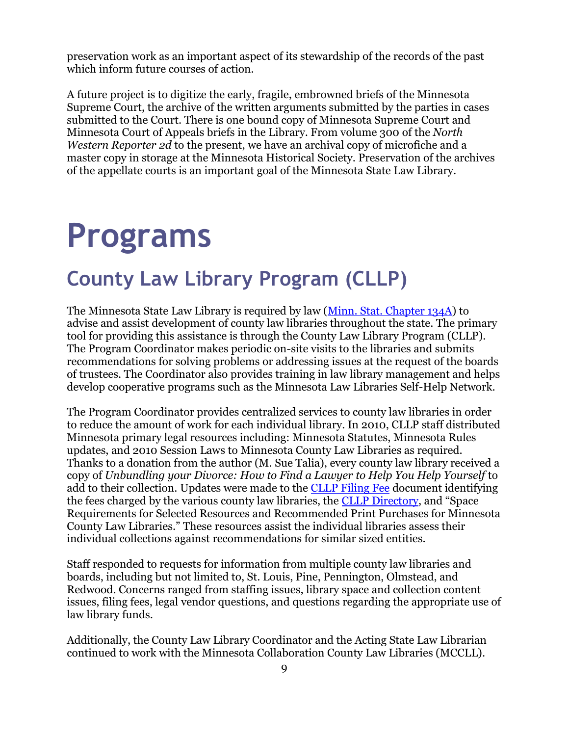preservation work as an important aspect of its stewardship of the records of the past which inform future courses of action.

A future project is to digitize the early, fragile, embrowned briefs of the Minnesota Supreme Court, the archive of the written arguments submitted by the parties in cases submitted to the Court. There is one bound copy of Minnesota Supreme Court and Minnesota Court of Appeals briefs in the Library. From volume 300 of the *North Western Reporter 2d* to the present, we have an archival copy of microfiche and a master copy in storage at the Minnesota Historical Society. Preservation of the archives of the appellate courts is an important goal of the Minnesota State Law Library.

# Programs

## County Law Library Program (CLLP)

The Minnesota State Law Library is required by law (Minn. Stat. Chapter 134A) to advise and assist development of county law libraries throughout the state. The primary tool for providing this assistance is through the County Law Library Program (CLLP). The Program Coordinator makes periodic on-site visits to the libraries and submits recommendations for solving problems or addressing issues at the request of the boards of trustees. The Coordinator also provides training in law library management and helps develop cooperative programs such as the Minnesota Law Libraries Self-Help Network.

The Program Coordinator provides centralized services to county law libraries in order to reduce the amount of work for each individual library. In 2010, CLLP staff distributed Minnesota primary legal resources including: Minnesota Statutes, Minnesota Rules updates, and 2010 Session Laws to Minnesota County Law Libraries as required. Thanks to a donation from the author (M. Sue Talia), every county law library received a copy of *Unbundling your Divorce: How to Find a Lawyer to Help You Help Yourself* to add to their collection. Updates were made to the CLLP Filing Fee document identifying the fees charged by the various county law libraries, the CLLP Directory, and "Space Requirements for Selected Resources and Recommended Print Purchases for Minnesota County Law Libraries." These resources assist the individual libraries assess their individual collections against recommendations for similar sized entities.

Staff responded to requests for information from multiple county law libraries and boards, including but not limited to, St. Louis, Pine, Pennington, Olmstead, and Redwood. Concerns ranged from staffing issues, library space and collection content issues, filing fees, legal vendor questions, and questions regarding the appropriate use of law library funds.

Additionally, the County Law Library Coordinator and the Acting State Law Librarian continued to work with the Minnesota Collaboration County Law Libraries (MCCLL).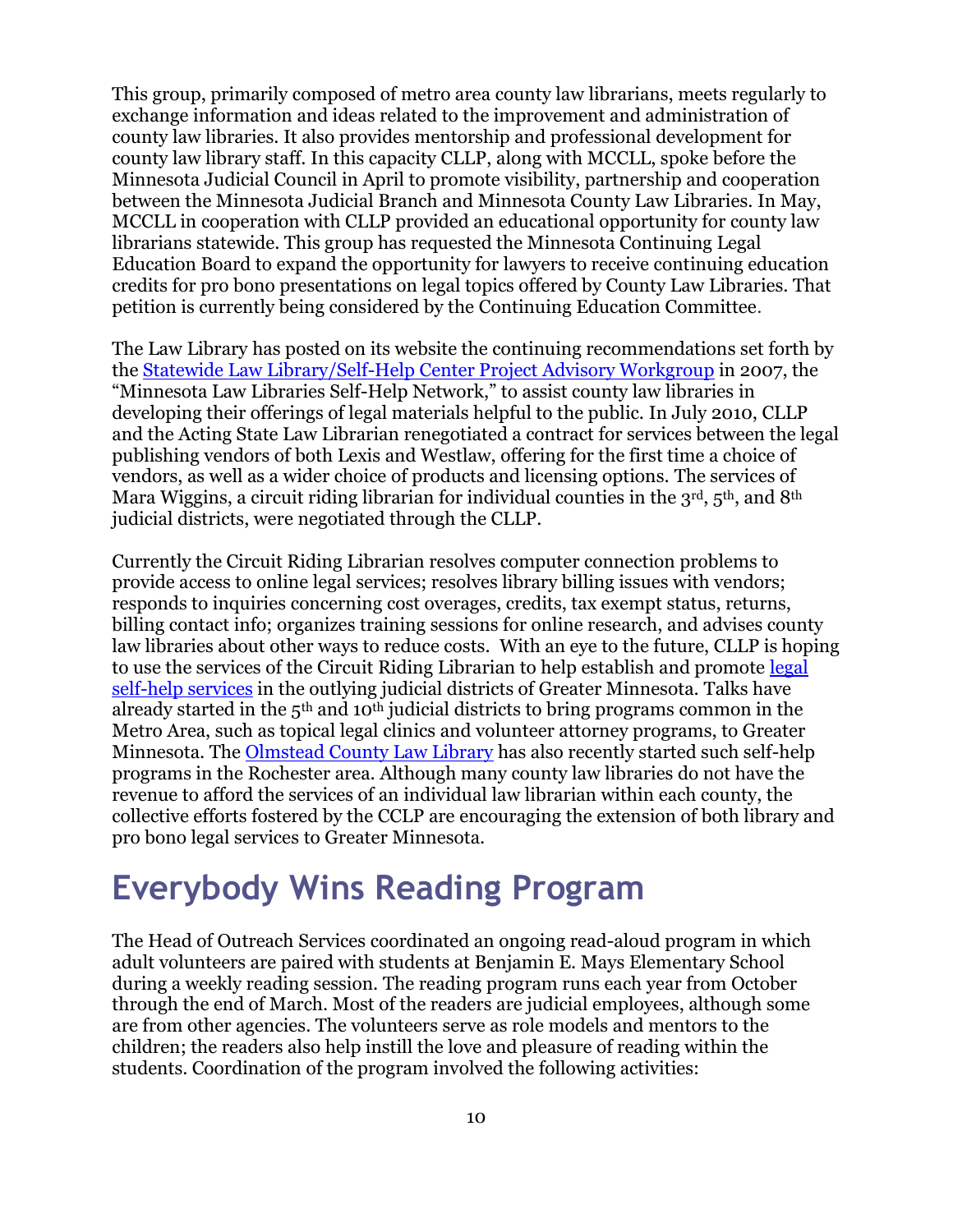This group, primarily composed of metro area county law librarians, meets regularly to exchange information and ideas related to the improvement and administration of county law libraries. It also provides mentorship and professional development for county law library staff. In this capacity CLLP, along with MCCLL, spoke before the Minnesota Judicial Council in April to promote visibility, partnership and cooperation between the Minnesota Judicial Branch and Minnesota County Law Libraries. In May, MCCLL in cooperation with CLLP provided an educational opportunity for county law librarians statewide. This group has requested the Minnesota Continuing Legal Education Board to expand the opportunity for lawyers to receive continuing education credits for pro bono presentations on legal topics offered by County Law Libraries. That petition is currently being considered by the Continuing Education Committee.

The Law Library has posted on its website the continuing recommendations set forth by the Statewide Law Library/Self-Help Center Project Advisory Workgroup in 2007, the "Minnesota Law Libraries Self-Help Network," to assist county law libraries in developing their offerings of legal materials helpful to the public. In July 2010, CLLP and the Acting State Law Librarian renegotiated a contract for services between the legal publishing vendors of both Lexis and Westlaw, offering for the first time a choice of vendors, as well as a wider choice of products and licensing options. The services of Mara Wiggins, a circuit riding librarian for individual counties in the 3rd, 5th, and 8th judicial districts, were negotiated through the CLLP.

Currently the Circuit Riding Librarian resolves computer connection problems to provide access to online legal services; resolves library billing issues with vendors; responds to inquiries concerning cost overages, credits, tax exempt status, returns, billing contact info; organizes training sessions for online research, and advises county law libraries about other ways to reduce costs. With an eye to the future, CLLP is hoping to use the services of the Circuit Riding Librarian to help establish and promote legal self-help services in the outlying judicial districts of Greater Minnesota. Talks have already started in the 5th and 10th judicial districts to bring programs common in the Metro Area, such as topical legal clinics and volunteer attorney programs, to Greater Minnesota. The Olmstead County Law Library has also recently started such self-help programs in the Rochester area. Although many county law libraries do not have the revenue to afford the services of an individual law librarian within each county, the collective efforts fostered by the CCLP are encouraging the extension of both library and pro bono legal services to Greater Minnesota.

# Everybody Wins Reading Program

The Head of Outreach Services coordinated an ongoing read-aloud program in which adult volunteers are paired with students at Benjamin E. Mays Elementary School during a weekly reading session. The reading program runs each year from October through the end of March. Most of the readers are judicial employees, although some are from other agencies. The volunteers serve as role models and mentors to the children; the readers also help instill the love and pleasure of reading within the students. Coordination of the program involved the following activities: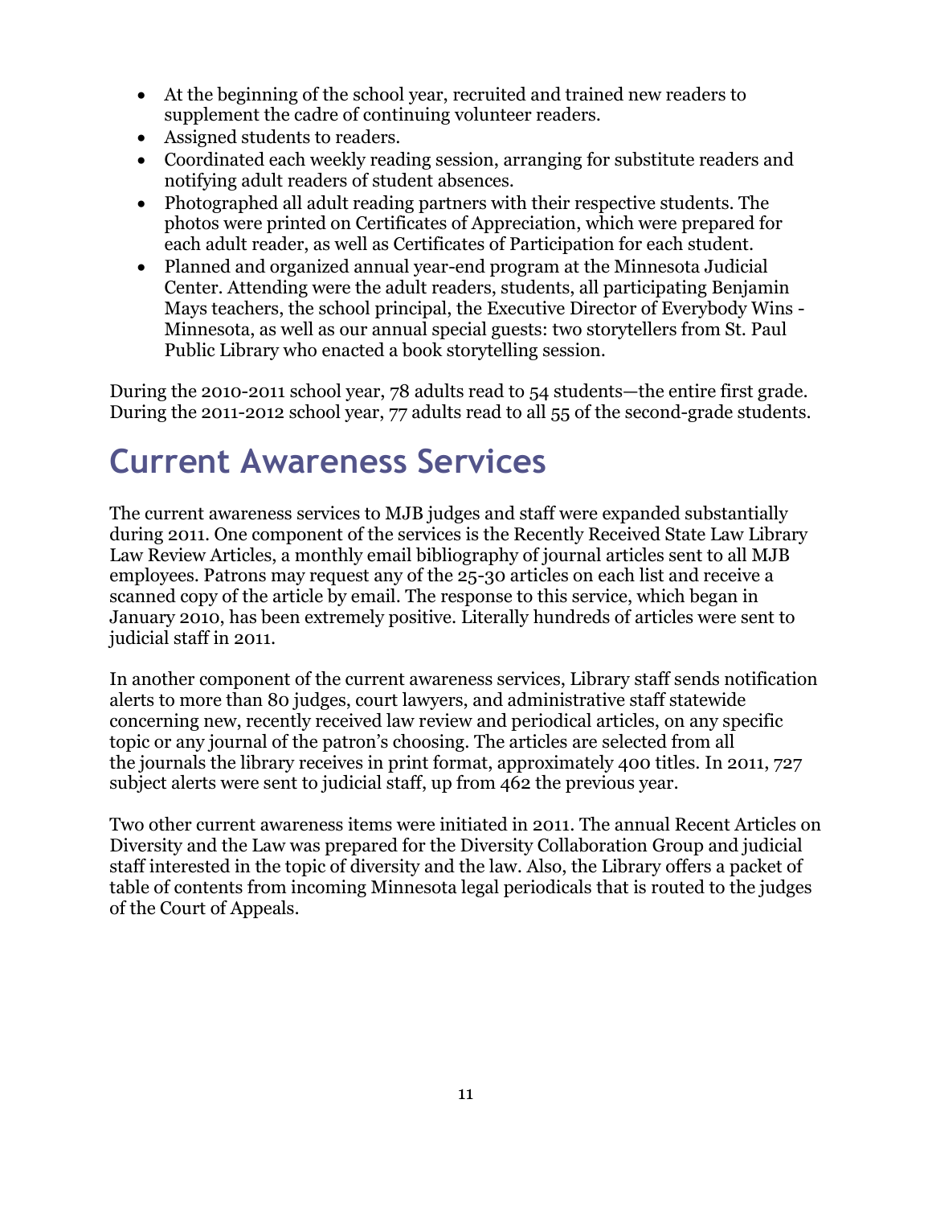- At the beginning of the school year, recruited and trained new readers to supplement the cadre of continuing volunteer readers.
- Assigned students to readers.
- Coordinated each weekly reading session, arranging for substitute readers and notifying adult readers of student absences.
- Photographed all adult reading partners with their respective students. The photos were printed on Certificates of Appreciation, which were prepared for each adult reader, as well as Certificates of Participation for each student.
- Planned and organized annual year-end program at the Minnesota Judicial Center. Attending were the adult readers, students, all participating Benjamin Mays teachers, the school principal, the Executive Director of Everybody Wins - Minnesota, as well as our annual special guests: two storytellers from St. Paul Public Library who enacted a book storytelling session.

During the 2010-2011 school year, 78 adults read to 54 students—the entire first grade. During the 2011-2012 school year, 77 adults read to all 55 of the second-grade students.

# Current Awareness Services

The current awareness services to MJB judges and staff were expanded substantially during 2011. One component of the services is the Recently Received State Law Library Law Review Articles, a monthly email bibliography of journal articles sent to all MJB employees. Patrons may request any of the 25-30 articles on each list and receive a scanned copy of the article by email. The response to this service, which began in January 2010, has been extremely positive. Literally hundreds of articles were sent to judicial staff in 2011.

In another component of the current awareness services, Library staff sends notification alerts to more than 80 judges, court lawyers, and administrative staff statewide concerning new, recently received law review and periodical articles, on any specific topic or any journal of the patron's choosing. The articles are selected from all the journals the library receives in print format, approximately 400 titles. In 2011, 727 subject alerts were sent to judicial staff, up from 462 the previous year.

Two other current awareness items were initiated in 2011. The annual Recent Articles on Diversity and the Law was prepared for the Diversity Collaboration Group and judicial staff interested in the topic of diversity and the law. Also, the Library offers a packet of table of contents from incoming Minnesota legal periodicals that is routed to the judges of the Court of Appeals.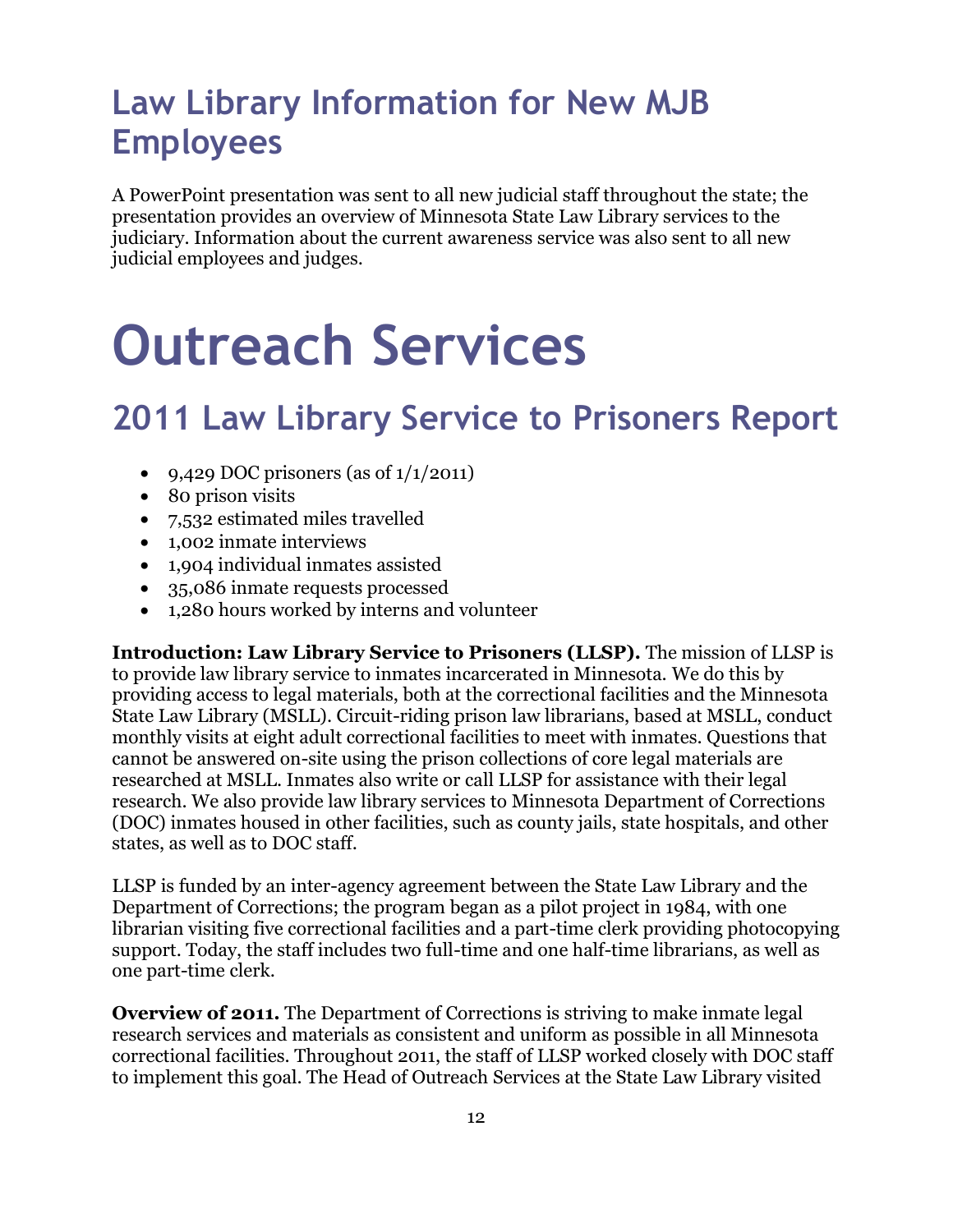## Law Library Information for New MJB Employees

A PowerPoint presentation was sent to all new judicial staff throughout the state; the presentation provides an overview of Minnesota State Law Library services to the judiciary. Information about the current awareness service was also sent to all new judicial employees and judges.

# Outreach Services

## 2011 Law Library Service to Prisoners Report

- 9,429 DOC prisoners (as of 1/1/2011)
- 80 prison visits
- 7,532 estimated miles travelled
- 1,002 inmate interviews
- 1,904 individual inmates assisted
- 35,086 inmate requests processed
- 1,280 hours worked by interns and volunteer

**Introduction: Law Library Service to Prisoners (LLSP).** The mission of LLSP is to provide law library service to inmates incarcerated in Minnesota. We do this by providing access to legal materials, both at the correctional facilities and the Minnesota State Law Library (MSLL). Circuit-riding prison law librarians, based at MSLL, conduct monthly visits at eight adult correctional facilities to meet with inmates. Questions that cannot be answered on-site using the prison collections of core legal materials are researched at MSLL. Inmates also write or call LLSP for assistance with their legal research. We also provide law library services to Minnesota Department of Corrections (DOC) inmates housed in other facilities, such as county jails, state hospitals, and other states, as well as to DOC staff.

LLSP is funded by an inter-agency agreement between the State Law Library and the Department of Corrections; the program began as a pilot project in 1984, with one librarian visiting five correctional facilities and a part-time clerk providing photocopying support. Today, the staff includes two full-time and one half-time librarians, as well as one part-time clerk.

**Overview of 2011.** The Department of Corrections is striving to make inmate legal research services and materials as consistent and uniform as possible in all Minnesota correctional facilities. Throughout 2011, the staff of LLSP worked closely with DOC staff to implement this goal. The Head of Outreach Services at the State Law Library visited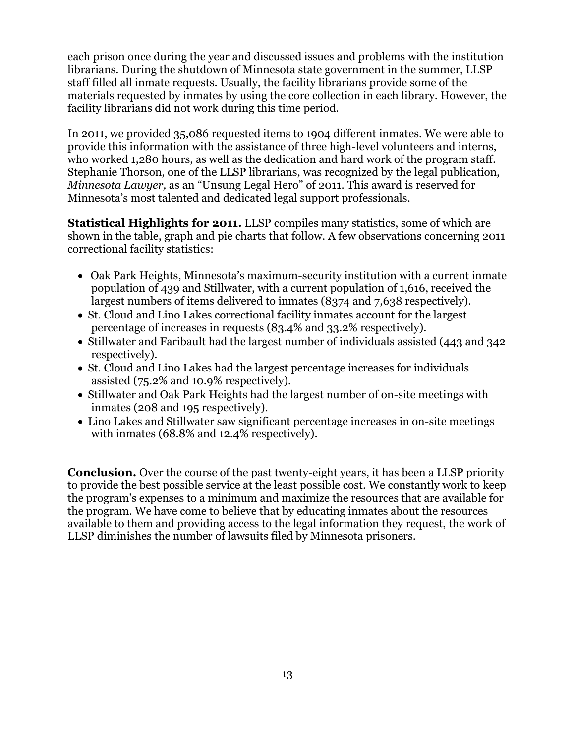each prison once during the year and discussed issues and problems with the institution librarians. During the shutdown of Minnesota state government in the summer, LLSP staff filled all inmate requests. Usually, the facility librarians provide some of the materials requested by inmates by using the core collection in each library. However, the facility librarians did not work during this time period.

In 2011, we provided 35,086 requested items to 1904 different inmates. We were able to provide this information with the assistance of three high-level volunteers and interns, who worked 1,280 hours, as well as the dedication and hard work of the program staff. Stephanie Thorson, one of the LLSP librarians, was recognized by the legal publication, *Minnesota Lawyer,* as an "Unsung Legal Hero" of 2011. This award is reserved for Minnesota's most talented and dedicated legal support professionals.

**Statistical Highlights for 2011.** LLSP compiles many statistics, some of which are shown in the table, graph and pie charts that follow. A few observations concerning 2011 correctional facility statistics:

- Oak Park Heights, Minnesota's maximum-security institution with a current inmate population of 439 and Stillwater, with a current population of 1,616, received the largest numbers of items delivered to inmates (8374 and 7,638 respectively).
- St. Cloud and Lino Lakes correctional facility inmates account for the largest percentage of increases in requests (83.4% and 33.2% respectively).
- Stillwater and Faribault had the largest number of individuals assisted (443 and 342 respectively).
- St. Cloud and Lino Lakes had the largest percentage increases for individuals assisted (75.2% and 10.9% respectively).
- Stillwater and Oak Park Heights had the largest number of on-site meetings with inmates (208 and 195 respectively).
- Lino Lakes and Stillwater saw significant percentage increases in on-site meetings with inmates (68.8% and 12.4% respectively).

**Conclusion.** Over the course of the past twenty-eight years, it has been a LLSP priority to provide the best possible service at the least possible cost. We constantly work to keep the program's expenses to a minimum and maximize the resources that are available for the program. We have come to believe that by educating inmates about the resources available to them and providing access to the legal information they request, the work of LLSP diminishes the number of lawsuits filed by Minnesota prisoners.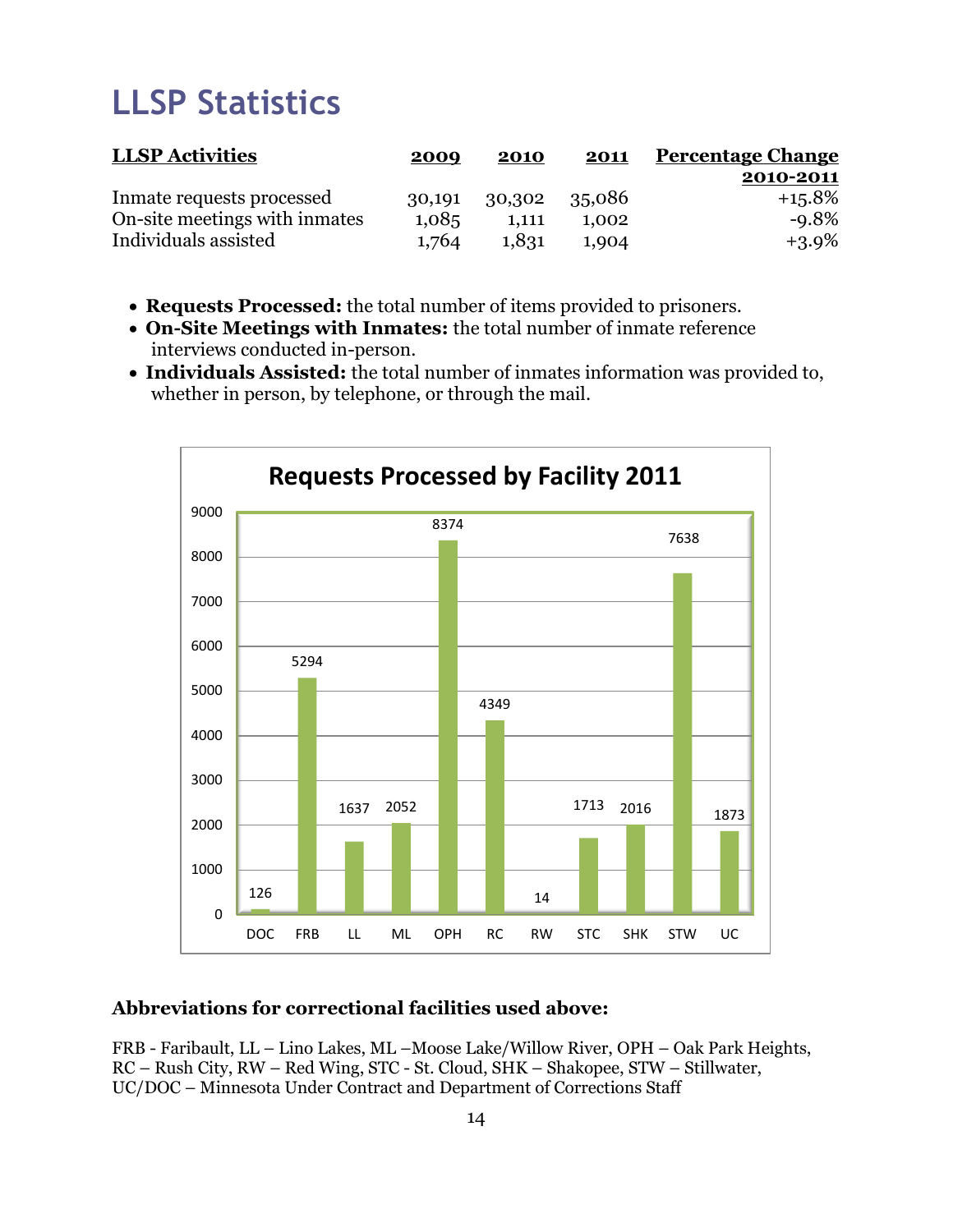# LLSP Statistics

| LLSP Activities | 2009 | 2010 | 2011 | Percentage Change 2010-2011 |
|---|---|---|---|---|
| Inmate requests processed | 30,191 | 30,302 | 35,086 | +15.8% |
| On-site meetings with inmates | 1,085 | 1,111 | 1,002 | -9.8% |
| Individuals assisted | 1,764 | 1,831 | 1,904 | +3.9% |

- **Requests Processed:** the total number of items provided to prisoners.
- **On-Site Meetings with Inmates:** the total number of inmate reference interviews conducted in-person.
- **Individuals Assisted:** the total number of inmates information was provided to, whether in person, by telephone, or through the mail.

**Requests Processed by Facility 2011**

| Facility | Requests |
|---|---|
| DOC | 126 |
| FRB | 5294 |
| LL | 1637 |
| ML | 2052 |
| OPH | 8374 |
| RC | 4349 |
| RW | 14 |
| STC | 1713 |
| SHK | 2016 |
| STW | 7638 |
| UC | 1873 |

**Abbreviations for correctional facilities used above:**

FRB - Faribault, LL – Lino Lakes, ML –Moose Lake/Willow River, OPH – Oak Park Heights, RC – Rush City, RW – Red Wing, STC - St. Cloud, SHK – Shakopee, STW – Stillwater, UC/DOC – Minnesota Under Contract and Department of Corrections Staff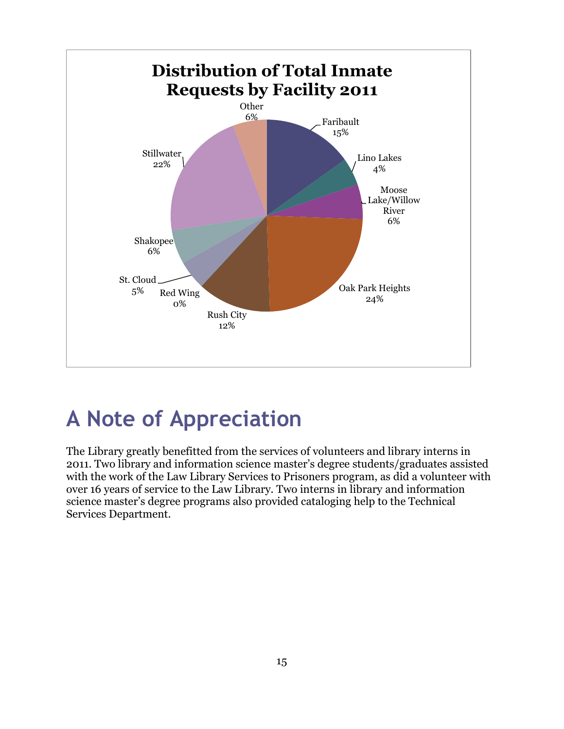**Distribution of Total Inmate Requests by Facility 2011**

Other 6%
Faribault 15%
Lino Lakes 4%
Moose Lake/Willow River 6%
Oak Park Heights 24%
Rush City 12%
Red Wing 0%
St. Cloud 5%
Shakopee 6%
Stillwater 22%

# A Note of Appreciation

The Library greatly benefitted from the services of volunteers and library interns in 2011. Two library and information science master's degree students/graduates assisted with the work of the Law Library Services to Prisoners program, as did a volunteer with over 16 years of service to the Law Library. Two interns in library and information science master's degree programs also provided cataloging help to the Technical Services Department.